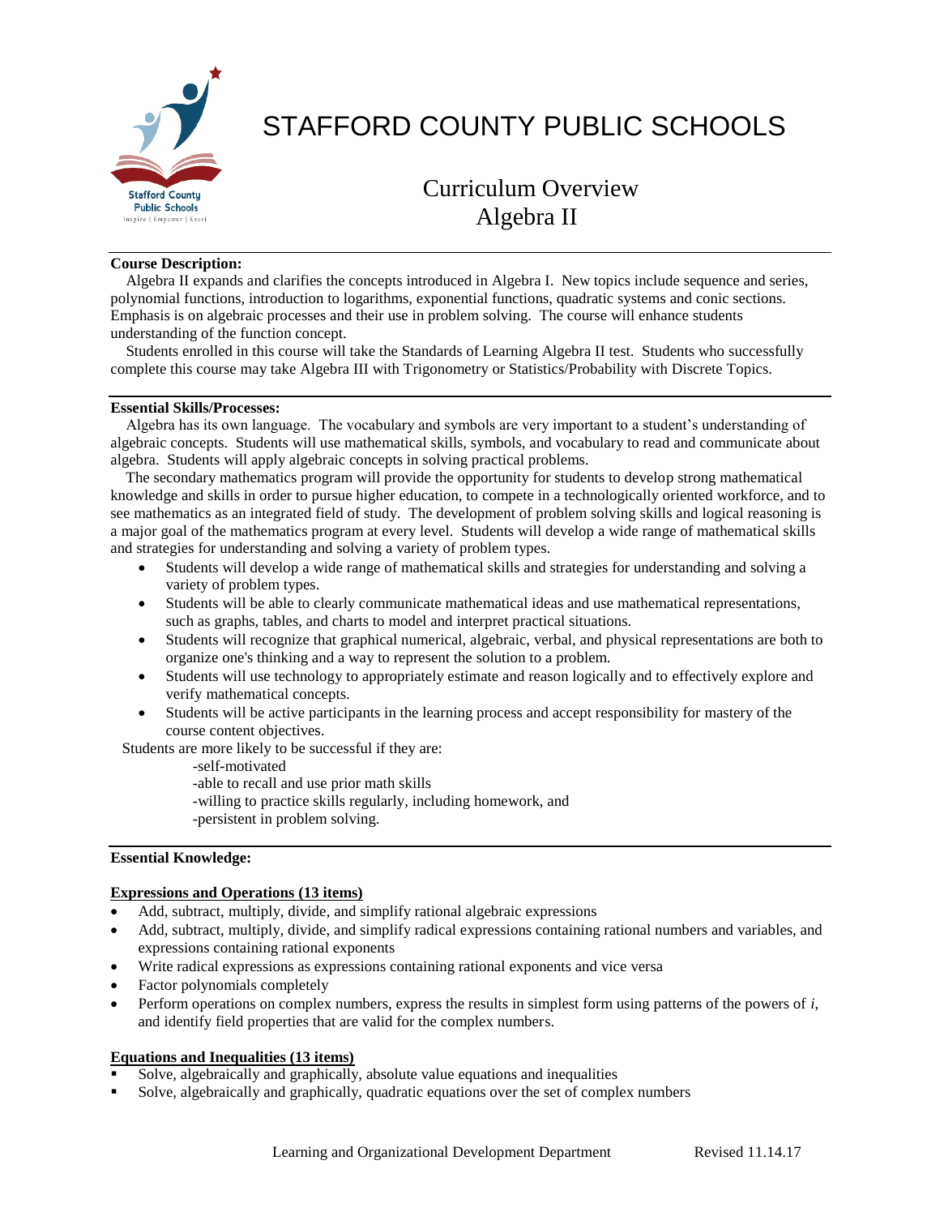# STAFFORD COUNTY PUBLIC SCHOOLS

## Curriculum Overview
## Algebra II

**Course Description:**

Algebra II expands and clarifies the concepts introduced in Algebra I. New topics include sequence and series, polynomial functions, introduction to logarithms, exponential functions, quadratic systems and conic sections. Emphasis is on algebraic processes and their use in problem solving. The course will enhance students understanding of the function concept.

Students enrolled in this course will take the Standards of Learning Algebra II test. Students who successfully complete this course may take Algebra III with Trigonometry or Statistics/Probability with Discrete Topics.

**Essential Skills/Processes:**

Algebra has its own language. The vocabulary and symbols are very important to a student's understanding of algebraic concepts. Students will use mathematical skills, symbols, and vocabulary to read and communicate about algebra. Students will apply algebraic concepts in solving practical problems.

The secondary mathematics program will provide the opportunity for students to develop strong mathematical knowledge and skills in order to pursue higher education, to compete in a technologically oriented workforce, and to see mathematics as an integrated field of study. The development of problem solving skills and logical reasoning is a major goal of the mathematics program at every level. Students will develop a wide range of mathematical skills and strategies for understanding and solving a variety of problem types.

- Students will develop a wide range of mathematical skills and strategies for understanding and solving a variety of problem types.
- Students will be able to clearly communicate mathematical ideas and use mathematical representations, such as graphs, tables, and charts to model and interpret practical situations.
- Students will recognize that graphical numerical, algebraic, verbal, and physical representations are both to organize one's thinking and a way to represent the solution to a problem.
- Students will use technology to appropriately estimate and reason logically and to effectively explore and verify mathematical concepts.
- Students will be active participants in the learning process and accept responsibility for mastery of the course content objectives.

Students are more likely to be successful if they are:

-self-motivated
-able to recall and use prior math skills
-willing to practice skills regularly, including homework, and
-persistent in problem solving.

**Essential Knowledge:**

**Expressions and Operations (13 items)**

- Add, subtract, multiply, divide, and simplify rational algebraic expressions
- Add, subtract, multiply, divide, and simplify radical expressions containing rational numbers and variables, and expressions containing rational exponents
- Write radical expressions as expressions containing rational exponents and vice versa
- Factor polynomials completely
- Perform operations on complex numbers, express the results in simplest form using patterns of the powers of $i$, and identify field properties that are valid for the complex numbers.

**Equations and Inequalities (13 items)**

- Solve, algebraically and graphically, absolute value equations and inequalities
- Solve, algebraically and graphically, quadratic equations over the set of complex numbers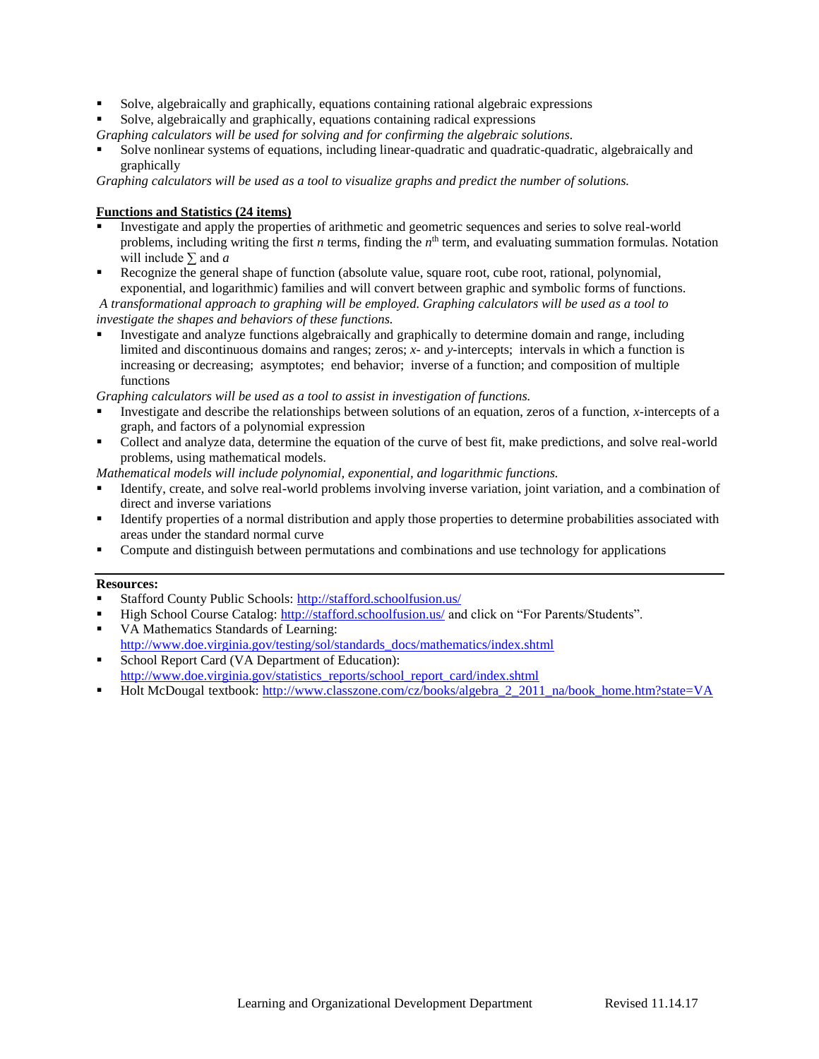- Solve, algebraically and graphically, equations containing rational algebraic expressions
- Solve, algebraically and graphically, equations containing radical expressions

*Graphing calculators will be used for solving and for confirming the algebraic solutions.*

- Solve nonlinear systems of equations, including linear-quadratic and quadratic-quadratic, algebraically and graphically

*Graphing calculators will be used as a tool to visualize graphs and predict the number of solutions.*

**Functions and Statistics (24 items)**

- Investigate and apply the properties of arithmetic and geometric sequences and series to solve real-world problems, including writing the first $n$ terms, finding the $n^{th}$ term, and evaluating summation formulas. Notation will include $\sum$ and $a$
- Recognize the general shape of function (absolute value, square root, cube root, rational, polynomial, exponential, and logarithmic) families and will convert between graphic and symbolic forms of functions.

*A transformational approach to graphing will be employed. Graphing calculators will be used as a tool to investigate the shapes and behaviors of these functions.*

- Investigate and analyze functions algebraically and graphically to determine domain and range, including limited and discontinuous domains and ranges; zeros; $x$- and $y$-intercepts; intervals in which a function is increasing or decreasing; asymptotes; end behavior; inverse of a function; and composition of multiple functions

*Graphing calculators will be used as a tool to assist in investigation of functions.*

- Investigate and describe the relationships between solutions of an equation, zeros of a function, $x$-intercepts of a graph, and factors of a polynomial expression
- Collect and analyze data, determine the equation of the curve of best fit, make predictions, and solve real-world problems, using mathematical models.

*Mathematical models will include polynomial, exponential, and logarithmic functions.*

- Identify, create, and solve real-world problems involving inverse variation, joint variation, and a combination of direct and inverse variations
- Identify properties of a normal distribution and apply those properties to determine probabilities associated with areas under the standard normal curve
- Compute and distinguish between permutations and combinations and use technology for applications

---

**Resources:**

- Stafford County Public Schools: http://stafford.schoolfusion.us/
- High School Course Catalog: http://stafford.schoolfusion.us/ and click on "For Parents/Students".
- VA Mathematics Standards of Learning: http://www.doe.virginia.gov/testing/sol/standards_docs/mathematics/index.shtml
- School Report Card (VA Department of Education): http://www.doe.virginia.gov/statistics_reports/school_report_card/index.shtml
- Holt McDougal textbook: http://www.classzone.com/cz/books/algebra_2_2011_na/book_home.htm?state=VA

Learning and Organizational Development Department Revised 11.14.17